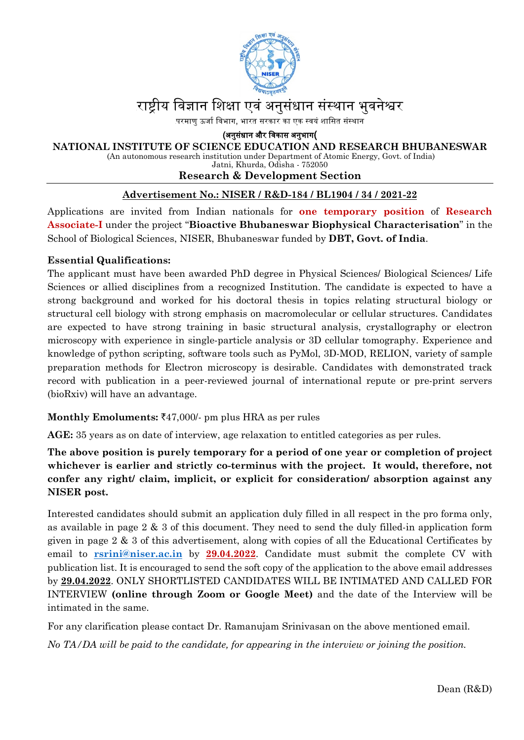राष्ट्रीय विज्ञान शिक्षा एवं अनुसंधान संस्थान भुवनेश्वर

परमाणु ऊर्जा विभाग, भारत सरकार का एक स्वयं शासित संस्थान

**(अनुसंधान और विकास अनुभाग(**

**NATIONAL INSTITUTE OF SCIENCE EDUCATION AND RESEARCH BHUBANESWAR**

(An autonomous research institution under Department of Atomic Energy, Govt. of India)
Jatni, Khurda, Odisha - 752050

**Research & Development Section**

---

**Advertisement No.: NISER / R&D-184 / BL1904 / 34 / 2021-22**

Applications are invited from Indian nationals for **one temporary position** of **Research Associate-I** under the project "**Bioactive Bhubaneswar Biophysical Characterisation**" in the School of Biological Sciences, NISER, Bhubaneswar funded by **DBT, Govt. of India**.

**Essential Qualifications:**

The applicant must have been awarded PhD degree in Physical Sciences/ Biological Sciences/ Life Sciences or allied disciplines from a recognized Institution. The candidate is expected to have a strong background and worked for his doctoral thesis in topics relating structural biology or structural cell biology with strong emphasis on macromolecular or cellular structures. Candidates are expected to have strong training in basic structural analysis, crystallography or electron microscopy with experience in single-particle analysis or 3D cellular tomography. Experience and knowledge of python scripting, software tools such as PyMol, 3D-MOD, RELION, variety of sample preparation methods for Electron microscopy is desirable. Candidates with demonstrated track record with publication in a peer-reviewed journal of international repute or pre-print servers (bioRxiv) will have an advantage.

**Monthly Emoluments:** ₹47,000/- pm plus HRA as per rules

**AGE:** 35 years as on date of interview, age relaxation to entitled categories as per rules.

**The above position is purely temporary for a period of one year or completion of project whichever is earlier and strictly co-terminus with the project. It would, therefore, not confer any right/ claim, implicit, or explicit for consideration/ absorption against any NISER post.**

Interested candidates should submit an application duly filled in all respect in the pro forma only, as available in page 2 & 3 of this document. They need to send the duly filled-in application form given in page 2 & 3 of this advertisement, along with copies of all the Educational Certificates by email to **rsrini@niser.ac.in** by **29.04.2022**. Candidate must submit the complete CV with publication list. It is encouraged to send the soft copy of the application to the above email addresses by **29.04.2022**. ONLY SHORTLISTED CANDIDATES WILL BE INTIMATED AND CALLED FOR INTERVIEW **(online through Zoom or Google Meet)** and the date of the Interview will be intimated in the same.

For any clarification please contact Dr. Ramanujam Srinivasan on the above mentioned email.

*No TA/DA will be paid to the candidate, for appearing in the interview or joining the position.*

Dean (R&D)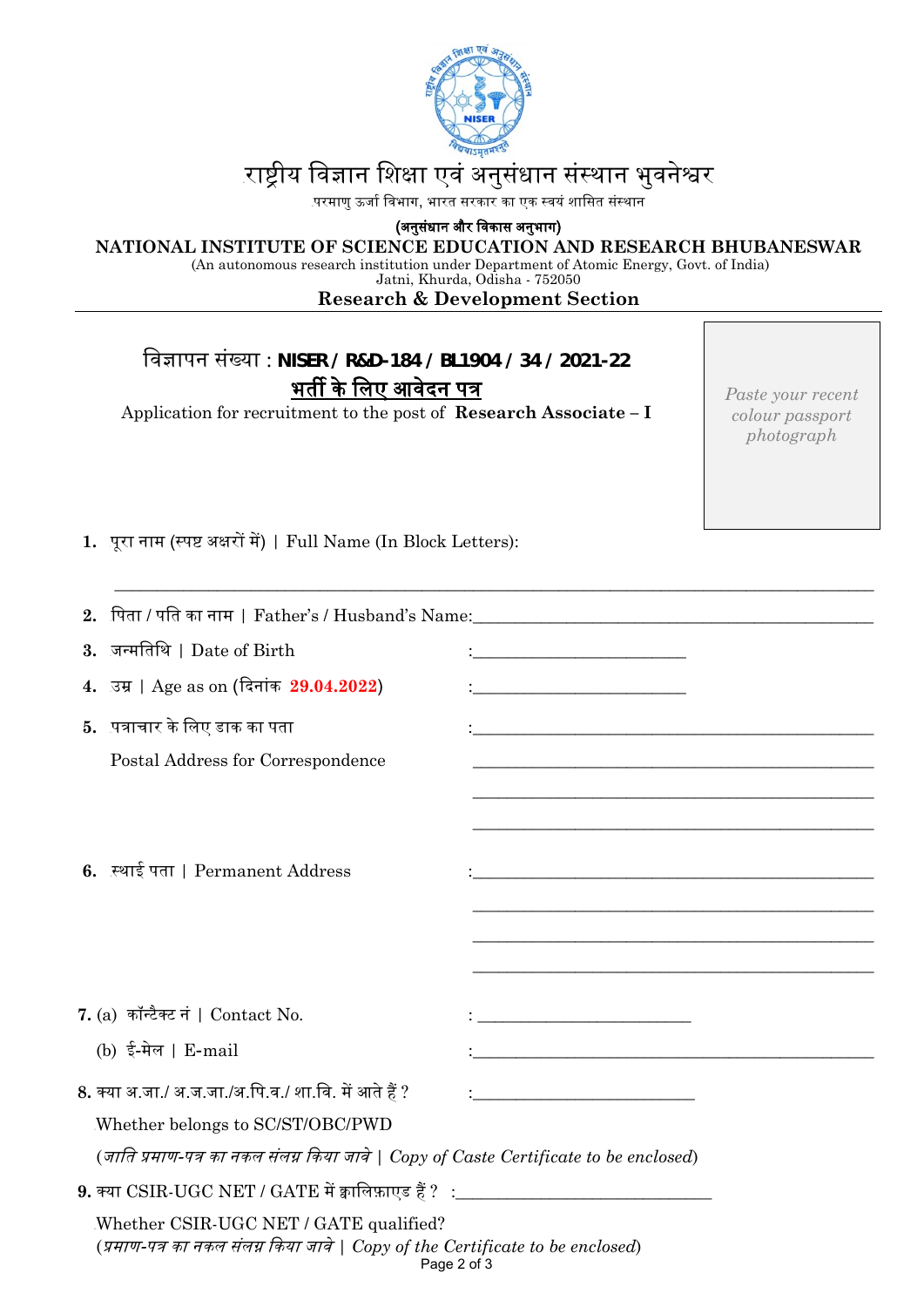# राष्ट्रीय विज्ञान शिक्षा एवं अनुसंधान संस्थान भुवनेश्वर

परमाणु ऊर्जा विभाग, भारत सरकार का एक स्वयं शासित संस्थान

**(अनुसंधान और विकास अनुभाग)**

**NATIONAL INSTITUTE OF SCIENCE EDUCATION AND RESEARCH BHUBANESWAR**

(An autonomous research institution under Department of Atomic Energy, Govt. of India)
Jatni, Khurda, Odisha - 752050

**Research & Development Section**

---

विज्ञापन संख्या : **NISER / R&D-184 / BL1904 / 34 / 2021-22**

**भर्ती के लिए आवेदन पत्र**

Application for recruitment to the post of **Research Associate – I**

*Paste your recent colour passport photograph*

**1.** पूरा नाम (स्पष्ट अक्षरों में) | Full Name (In Block Letters):

_______________________________________________

**2.** पिता / पति का नाम | Father's / Husband's Name:_______________________

**3.** जन्मतिथि | Date of Birth : _______________

**4.** उम्र | Age as on (दिनांक **29.04.2022**) : _______________

**5.** पत्राचार के लिए डाक का पता : _______________________

Postal Address for Correspondence _______________________

_______________________

_______________________

**6.** स्थाई पता | Permanent Address : _______________________

_______________________

_______________________

_______________________

**7.** (a) कॉन्टैक्ट नं | Contact No. : _______________

(b) ई-मेल | E-mail : _______________________

**8.** क्या अ.जा./ अ.ज.जा./अ.पि.व./ शा.वि. में आते हैं ? : _______________

Whether belongs to SC/ST/OBC/PWD

(*जाति प्रमाण-पत्र का नकल संलग्न किया जावे | Copy of Caste Certificate to be enclosed*)

**9.** क्या CSIR-UGC NET / GATE में क्वालिफ़ाएड हैं ? : _______________

Whether CSIR-UGC NET / GATE qualified?

(*प्रमाण-पत्र का नकल संलग्न किया जावे | Copy of the Certificate to be enclosed*)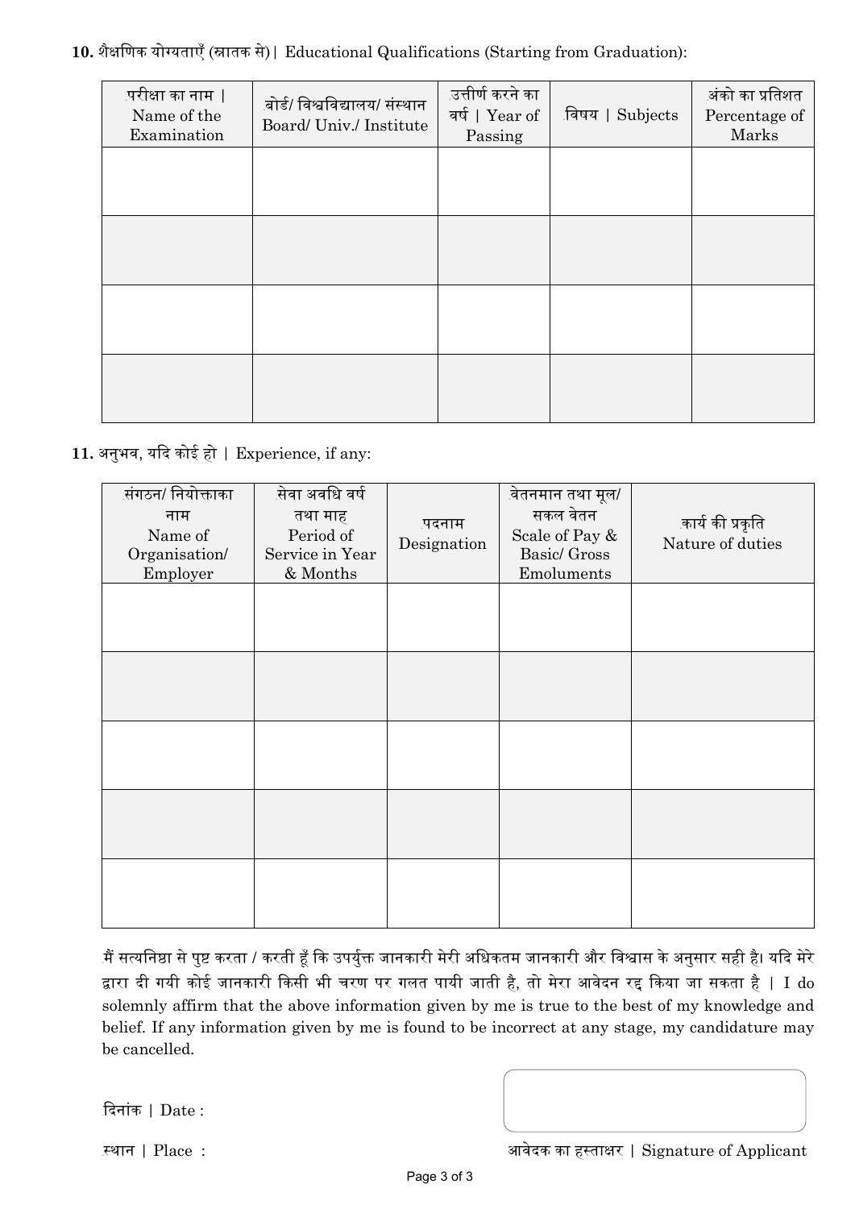**10.** शैक्षणिक योग्यताएँ (स्नातक से) | Educational Qualifications (Starting from Graduation):

| परीक्षा का नाम \| Name of the Examination | बोर्ड/ विश्वविद्यालय/ संस्थान Board/ Univ./ Institute | उत्तीर्ण करने का वर्ष \| Year of Passing | विषय \| Subjects | अंको का प्रतिशत Percentage of Marks |
|---|---|---|---|---|
| | | | | |
| | | | | |
| | | | | |
| | | | | |

**11.** अनुभव, यदि कोई हो | Experience, if any:

| संगठन/ नियोक्ताका नाम Name of Organisation/ Employer | सेवा अवधि वर्ष तथा माह Period of Service in Year & Months | पदनाम Designation | वेतनमान तथा मूल/ सकल वेतन Scale of Pay & Basic/ Gross Emoluments | कार्य की प्रकृति Nature of duties |
|---|---|---|---|---|
| | | | | |
| | | | | |
| | | | | |
| | | | | |
| | | | | |

मैं सत्यनिष्ठा से पुष्ट करता / करती हूँ कि उपर्युक्त जानकारी मेरी अधिकतम जानकारी और विश्वास के अनुसार सही है। यदि मेरे द्वारा दी गयी कोई जानकारी किसी भी चरण पर गलत पायी जाती है, तो मेरा आवेदन रद्द किया जा सकता है | I do solemnly affirm that the above information given by me is true to the best of my knowledge and belief. If any information given by me is found to be incorrect at any stage, my candidature may be cancelled.

दिनांक | Date :

स्थान | Place :

आवेदक का हस्ताक्षर | Signature of Applicant